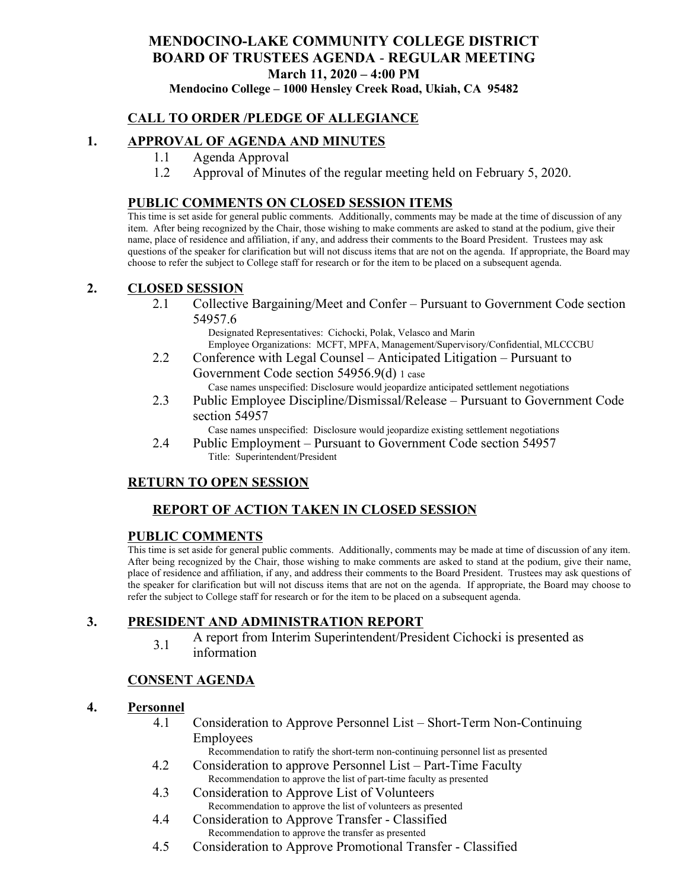# MENDOCINO-LAKE COMMUNITY COLLEGE DISTRICT
## BOARD OF TRUSTEES AGENDA - REGULAR MEETING
### March 11, 2020 – 4:00 PM
**Mendocino College – 1000 Hensley Creek Road, Ukiah, CA 95482**

## CALL TO ORDER /PLEDGE OF ALLEGIANCE

## 1. APPROVAL OF AGENDA AND MINUTES

1.1 Agenda Approval

1.2 Approval of Minutes of the regular meeting held on February 5, 2020.

## PUBLIC COMMENTS ON CLOSED SESSION ITEMS

This time is set aside for general public comments. Additionally, comments may be made at the time of discussion of any item. After being recognized by the Chair, those wishing to make comments are asked to stand at the podium, give their name, place of residence and affiliation, if any, and address their comments to the Board President. Trustees may ask questions of the speaker for clarification but will not discuss items that are not on the agenda. If appropriate, the Board may choose to refer the subject to College staff for research or for the item to be placed on a subsequent agenda.

## 2. CLOSED SESSION

2.1 Collective Bargaining/Meet and Confer – Pursuant to Government Code section 54957.6

Designated Representatives: Cichocki, Polak, Velasco and Marin
Employee Organizations: MCFT, MPFA, Management/Supervisory/Confidential, MLCCCBU

2.2 Conference with Legal Counsel – Anticipated Litigation – Pursuant to Government Code section 54956.9(d) 1 case

Case names unspecified: Disclosure would jeopardize anticipated settlement negotiations

2.3 Public Employee Discipline/Dismissal/Release – Pursuant to Government Code section 54957

Case names unspecified: Disclosure would jeopardize existing settlement negotiations

2.4 Public Employment – Pursuant to Government Code section 54957

Title: Superintendent/President

## RETURN TO OPEN SESSION

## REPORT OF ACTION TAKEN IN CLOSED SESSION

## PUBLIC COMMENTS

This time is set aside for general public comments. Additionally, comments may be made at time of discussion of any item. After being recognized by the Chair, those wishing to make comments are asked to stand at the podium, give their name, place of residence and affiliation, if any, and address their comments to the Board President. Trustees may ask questions of the speaker for clarification but will not discuss items that are not on the agenda. If appropriate, the Board may choose to refer the subject to College staff for research or for the item to be placed on a subsequent agenda.

## 3. PRESIDENT AND ADMINISTRATION REPORT

3.1 A report from Interim Superintendent/President Cichocki is presented as information

## CONSENT AGENDA

## 4. Personnel

4.1 Consideration to Approve Personnel List – Short-Term Non-Continuing Employees

Recommendation to ratify the short-term non-continuing personnel list as presented

4.2 Consideration to approve Personnel List – Part-Time Faculty

Recommendation to approve the list of part-time faculty as presented

4.3 Consideration to Approve List of Volunteers

Recommendation to approve the list of volunteers as presented

4.4 Consideration to Approve Transfer - Classified

Recommendation to approve the transfer as presented

4.5 Consideration to Approve Promotional Transfer - Classified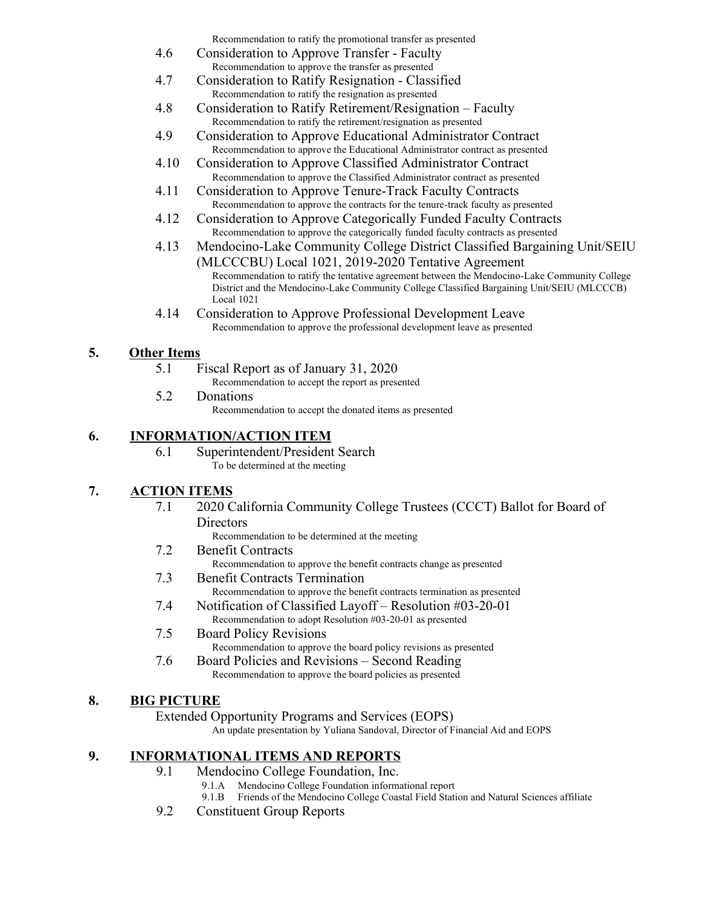Recommendation to ratify the promotional transfer as presented

- 4.6 Consideration to Approve Transfer - Faculty
  - Recommendation to approve the transfer as presented
- 4.7 Consideration to Ratify Resignation - Classified
  - Recommendation to ratify the resignation as presented
- 4.8 Consideration to Ratify Retirement/Resignation – Faculty
  - Recommendation to ratify the retirement/resignation as presented
- 4.9 Consideration to Approve Educational Administrator Contract
  - Recommendation to approve the Educational Administrator contract as presented
- 4.10 Consideration to Approve Classified Administrator Contract
  - Recommendation to approve the Classified Administrator contract as presented
- 4.11 Consideration to Approve Tenure-Track Faculty Contracts
  - Recommendation to approve the contracts for the tenure-track faculty as presented
- 4.12 Consideration to Approve Categorically Funded Faculty Contracts
  - Recommendation to approve the categorically funded faculty contracts as presented
- 4.13 Mendocino-Lake Community College District Classified Bargaining Unit/SEIU (MLCCCBU) Local 1021, 2019-2020 Tentative Agreement
  - Recommendation to ratify the tentative agreement between the Mendocino-Lake Community College District and the Mendocino-Lake Community College Classified Bargaining Unit/SEIU (MLCCCB) Local 1021
- 4.14 Consideration to Approve Professional Development Leave
  - Recommendation to approve the professional development leave as presented

## 5. Other Items

- 5.1 Fiscal Report as of January 31, 2020
  - Recommendation to accept the report as presented
- 5.2 Donations
  - Recommendation to accept the donated items as presented

## 6. INFORMATION/ACTION ITEM

- 6.1 Superintendent/President Search
  - To be determined at the meeting

## 7. ACTION ITEMS

- 7.1 2020 California Community College Trustees (CCCT) Ballot for Board of Directors
  - Recommendation to be determined at the meeting
- 7.2 Benefit Contracts
  - Recommendation to approve the benefit contracts change as presented
- 7.3 Benefit Contracts Termination
  - Recommendation to approve the benefit contracts termination as presented
- 7.4 Notification of Classified Layoff – Resolution #03-20-01
  - Recommendation to adopt Resolution #03-20-01 as presented
- 7.5 Board Policy Revisions
  - Recommendation to approve the board policy revisions as presented
- 7.6 Board Policies and Revisions – Second Reading
  - Recommendation to approve the board policies as presented

## 8. BIG PICTURE

Extended Opportunity Programs and Services (EOPS)

An update presentation by Yuliana Sandoval, Director of Financial Aid and EOPS

## 9. INFORMATIONAL ITEMS AND REPORTS

- 9.1 Mendocino College Foundation, Inc.
  - 9.1.A Mendocino College Foundation informational report
  - 9.1.B Friends of the Mendocino College Coastal Field Station and Natural Sciences affiliate
- 9.2 Constituent Group Reports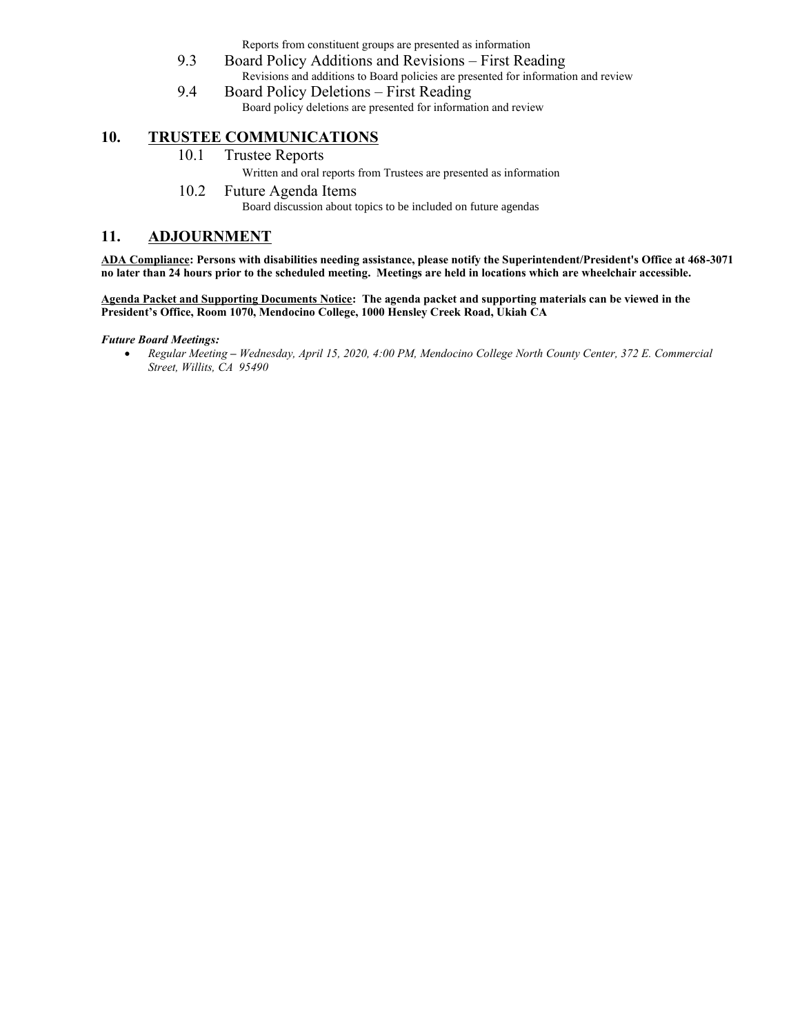Reports from constituent groups are presented as information

9.3 Board Policy Additions and Revisions – First Reading

Revisions and additions to Board policies are presented for information and review

9.4 Board Policy Deletions – First Reading

Board policy deletions are presented for information and review

## 10. TRUSTEE COMMUNICATIONS

10.1 Trustee Reports

Written and oral reports from Trustees are presented as information

10.2 Future Agenda Items

Board discussion about topics to be included on future agendas

## 11. ADJOURNMENT

**ADA Compliance: Persons with disabilities needing assistance, please notify the Superintendent/President's Office at 468-3071 no later than 24 hours prior to the scheduled meeting. Meetings are held in locations which are wheelchair accessible.**

**Agenda Packet and Supporting Documents Notice: The agenda packet and supporting materials can be viewed in the President's Office, Room 1070, Mendocino College, 1000 Hensley Creek Road, Ukiah CA**

***Future Board Meetings:***

- *Regular Meeting – Wednesday, April 15, 2020, 4:00 PM, Mendocino College North County Center, 372 E. Commercial Street, Willits, CA 95490*